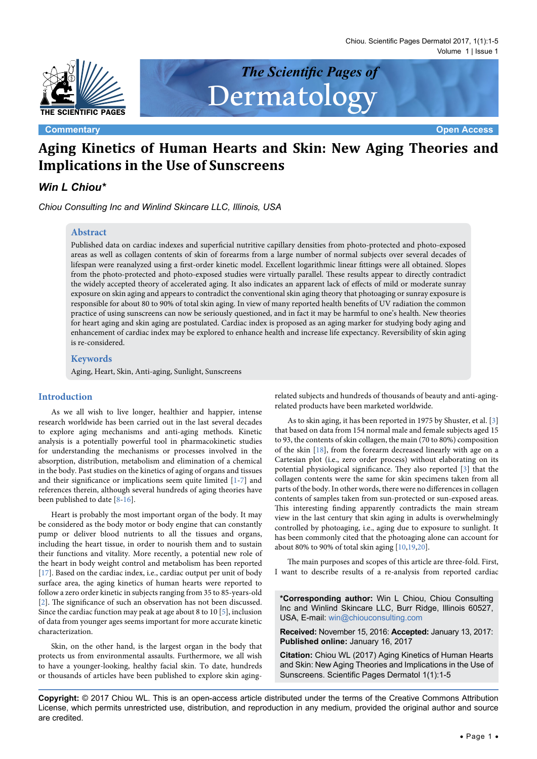Commentary | Open Access

# Aging Kinetics of Human Hearts and Skin: New Aging Theories and Implications in the Use of Sunscreens

***Win L Chiou****

*Chiou Consulting Inc and Winlind Skincare LLC, Illinois, USA*

## Abstract

Published data on cardiac indexes and superficial nutritive capillary densities from photo-protected and photo-exposed areas as well as collagen contents of skin of forearms from a large number of normal subjects over several decades of lifespan were reanalyzed using a first-order kinetic model. Excellent logarithmic linear fittings were all obtained. Slopes from the photo-protected and photo-exposed studies were virtually parallel. These results appear to directly contradict the widely accepted theory of accelerated aging. It also indicates an apparent lack of effects of mild or moderate sunray exposure on skin aging and appears to contradict the conventional skin aging theory that photoaging or sunray exposure is responsible for about 80 to 90% of total skin aging. In view of many reported health benefits of UV radiation the common practice of using sunscreens can now be seriously questioned, and in fact it may be harmful to one's health. New theories for heart aging and skin aging are postulated. Cardiac index is proposed as an aging marker for studying body aging and enhancement of cardiac index may be explored to enhance health and increase life expectancy. Reversibility of skin aging is re-considered.

## Keywords

Aging, Heart, Skin, Anti-aging, Sunlight, Sunscreens

## Introduction

As we all wish to live longer, healthier and happier, intense research worldwide has been carried out in the last several decades to explore aging mechanisms and anti-aging methods. Kinetic analysis is a potentially powerful tool in pharmacokinetic studies for understanding the mechanisms or processes involved in the absorption, distribution, metabolism and elimination of a chemical in the body. Past studies on the kinetics of aging of organs and tissues and their significance or implications seem quite limited [1-7] and references therein, although several hundreds of aging theories have been published to date [8-16].

Heart is probably the most important organ of the body. It may be considered as the body motor or body engine that can constantly pump or deliver blood nutrients to all the tissues and organs, including the heart tissue, in order to nourish them and to sustain their functions and vitality. More recently, a potential new role of the heart in body weight control and metabolism has been reported [17]. Based on the cardiac index, i.e., cardiac output per unit of body surface area, the aging kinetics of human hearts were reported to follow a zero order kinetic in subjects ranging from 35 to 85-years-old [2]. The significance of such an observation has not been discussed. Since the cardiac function may peak at age about 8 to 10 [5], inclusion of data from younger ages seems important for more accurate kinetic characterization.

Skin, on the other hand, is the largest organ in the body that protects us from environmental assaults. Furthermore, we all wish to have a younger-looking, healthy facial skin. To date, hundreds or thousands of articles have been published to explore skin aging-related subjects and hundreds of thousands of beauty and anti-aging-related products have been marketed worldwide.

As to skin aging, it has been reported in 1975 by Shuster, et al. [3] that based on data from 154 normal male and female subjects aged 15 to 93, the contents of skin collagen, the main (70 to 80%) composition of the skin [18], from the forearm decreased linearly with age on a Cartesian plot (i.e., zero order process) without elaborating on its potential physiological significance. They also reported [3] that the collagen contents were the same for skin specimens taken from all parts of the body. In other words, there were no differences in collagen contents of samples taken from sun-protected or sun-exposed areas. This interesting finding apparently contradicts the main stream view in the last century that skin aging in adults is overwhelmingly controlled by photoaging, i.e., aging due to exposure to sunlight. It has been commonly cited that the photoaging alone can account for about 80% to 90% of total skin aging [10,19,20].

The main purposes and scopes of this article are three-fold. First, I want to describe results of a re-analysis from reported cardiac

**\*Corresponding author:** Win L Chiou, Chiou Consulting Inc and Winlind Skincare LLC, Burr Ridge, Illinois 60527, USA, E-mail: win@chiouconsulting.com

**Received:** November 15, 2016: **Accepted:** January 13, 2017: **Published online:** January 16, 2017

**Citation:** Chiou WL (2017) Aging Kinetics of Human Hearts and Skin: New Aging Theories and Implications in the Use of Sunscreens. Scientific Pages Dermatol 1(1):1-5

**Copyright:** © 2017 Chiou WL. This is an open-access article distributed under the terms of the Creative Commons Attribution License, which permits unrestricted use, distribution, and reproduction in any medium, provided the original author and source are credited.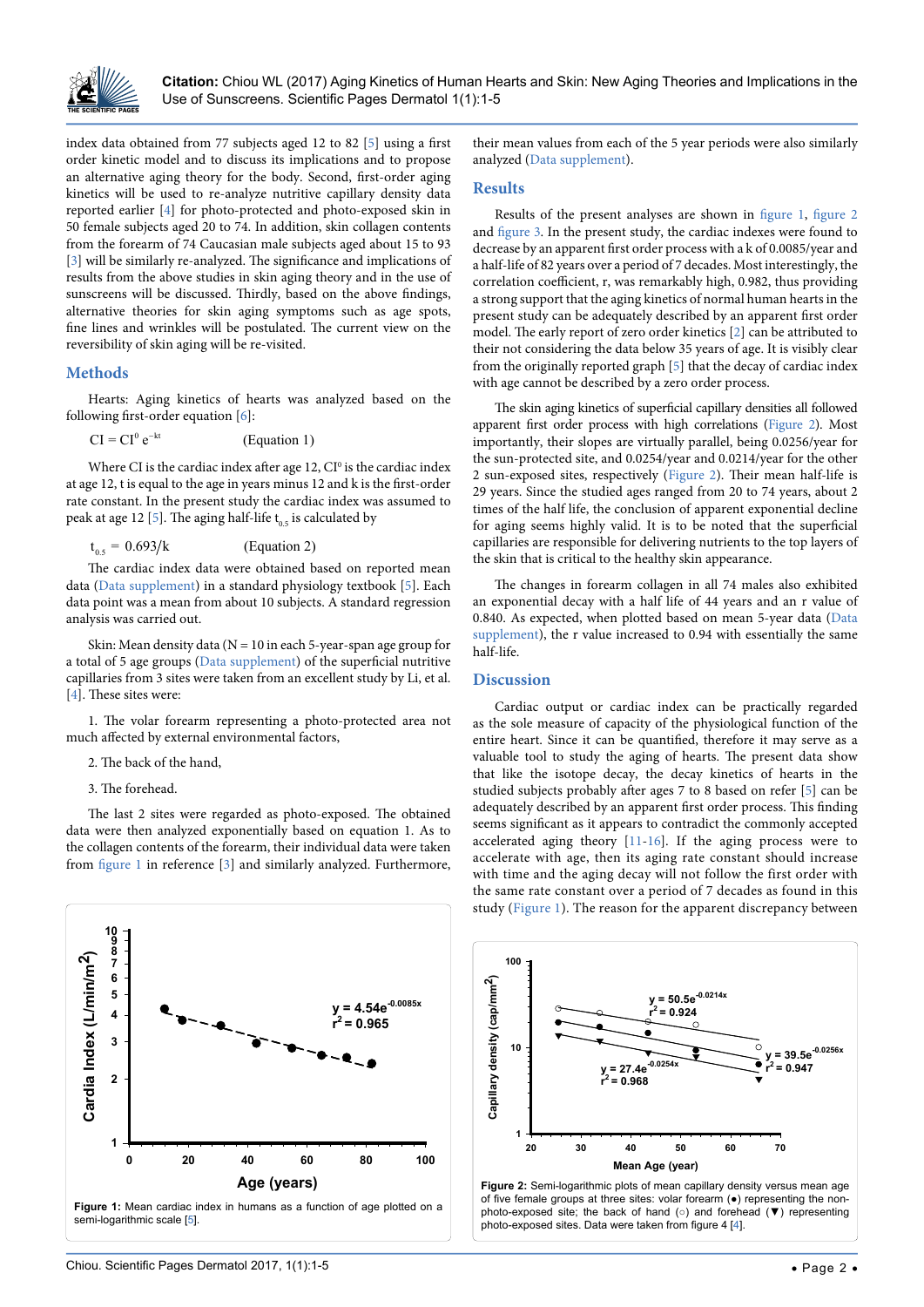index data obtained from 77 subjects aged 12 to 82 [5] using a first order kinetic model and to discuss its implications and to propose an alternative aging theory for the body. Second, first-order aging kinetics will be used to re-analyze nutritive capillary density data reported earlier [4] for photo-protected and photo-exposed skin in 50 female subjects aged 20 to 74. In addition, skin collagen contents from the forearm of 74 Caucasian male subjects aged about 15 to 93 [3] will be similarly re-analyzed. The significance and implications of results from the above studies in skin aging theory and in the use of sunscreens will be discussed. Thirdly, based on the above findings, alternative theories for skin aging symptoms such as age spots, fine lines and wrinkles will be postulated. The current view on the reversibility of skin aging will be re-visited.

## Methods

Hearts: Aging kinetics of hearts was analyzed based on the following first-order equation [6]:

$$CI = CI^0 e^{-kt} \qquad \text{(Equation 1)}$$

Where CI is the cardiac index after age 12, $CI^0$ is the cardiac index at age 12, t is equal to the age in years minus 12 and k is the first-order rate constant. In the present study the cardiac index was assumed to peak at age 12 [5]. The aging half-life $t_{0.5}$ is calculated by

$$t_{0.5} = 0.693/k \qquad \text{(Equation 2)}$$

The cardiac index data were obtained based on reported mean data (Data supplement) in a standard physiology textbook [5]. Each data point was a mean from about 10 subjects. A standard regression analysis was carried out.

Skin: Mean density data (N = 10 in each 5-year-span age group for a total of 5 age groups (Data supplement) of the superficial nutritive capillaries from 3 sites were taken from an excellent study by Li, et al. [4]. These sites were:

1. The volar forearm representing a photo-protected area not much affected by external environmental factors,

2. The back of the hand,

3. The forehead.

The last 2 sites were regarded as photo-exposed. The obtained data were then analyzed exponentially based on equation 1. As to the collagen contents of the forearm, their individual data were taken from figure 1 in reference [3] and similarly analyzed. Furthermore, their mean values from each of the 5 year periods were also similarly analyzed (Data supplement).

## Results

Results of the present analyses are shown in figure 1, figure 2 and figure 3. In the present study, the cardiac indexes were found to decrease by an apparent first order process with a k of 0.0085/year and a half-life of 82 years over a period of 7 decades. Most interestingly, the correlation coefficient, r, was remarkably high, 0.982, thus providing a strong support that the aging kinetics of normal human hearts in the present study can be adequately described by an apparent first order model. The early report of zero order kinetics [2] can be attributed to their not considering the data below 35 years of age. It is visibly clear from the originally reported graph [5] that the decay of cardiac index with age cannot be described by a zero order process.

The skin aging kinetics of superficial capillary densities all followed apparent first order process with high correlations (Figure 2). Most importantly, their slopes are virtually parallel, being 0.0256/year for the sun-protected site, and 0.0254/year and 0.0214/year for the other 2 sun-exposed sites, respectively (Figure 2). Their mean half-life is 29 years. Since the studied ages ranged from 20 to 74 years, about 2 times of the half life, the conclusion of apparent exponential decline for aging seems highly valid. It is to be noted that the superficial capillaries are responsible for delivering nutrients to the top layers of the skin that is critical to the healthy skin appearance.

The changes in forearm collagen in all 74 males also exhibited an exponential decay with a half life of 44 years and an r value of 0.840. As expected, when plotted based on mean 5-year data (Data supplement), the r value increased to 0.94 with essentially the same half-life.

## Discussion

Cardiac output or cardiac index can be practically regarded as the sole measure of capacity of the physiological function of the entire heart. Since it can be quantified, therefore it may serve as a valuable tool to study the aging of hearts. The present data show that like the isotope decay, the decay kinetics of hearts in the studied subjects probably after ages 7 to 8 based on refer [5] can be adequately described by an apparent first order process. This finding seems significant as it appears to contradict the commonly accepted accelerated aging theory [11-16]. If the aging process were to accelerate with age, then its aging rate constant should increase with time and the aging decay will not follow the first order with the same rate constant over a period of 7 decades as found in this study (Figure 1). The reason for the apparent discrepancy between

**Figure 1:** Mean cardiac index in humans as a function of age plotted on a semi-logarithmic scale [5].

**Figure 2:** Semi-logarithmic plots of mean capillary density versus mean age of five female groups at three sites: volar forearm (●) representing the non-photo-exposed site; the back of hand (○) and forehead (▼) representing photo-exposed sites. Data were taken from figure 4 [4].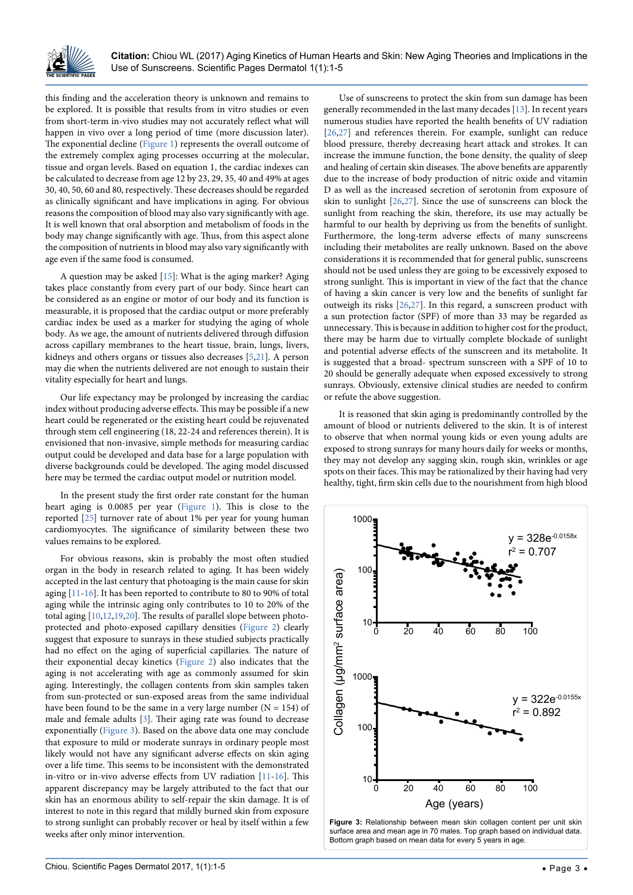this finding and the acceleration theory is unknown and remains to be explored. It is possible that results from in vitro studies or even from short-term in-vivo studies may not accurately reflect what will happen in vivo over a long period of time (more discussion later). The exponential decline (Figure 1) represents the overall outcome of the extremely complex aging processes occurring at the molecular, tissue and organ levels. Based on equation 1, the cardiac indexes can be calculated to decrease from age 12 by 23, 29, 35, 40 and 49% at ages 30, 40, 50, 60 and 80, respectively. These decreases should be regarded as clinically significant and have implications in aging. For obvious reasons the composition of blood may also vary significantly with age. It is well known that oral absorption and metabolism of foods in the body may change significantly with age. Thus, from this aspect alone the composition of nutrients in blood may also vary significantly with age even if the same food is consumed.

A question may be asked [15]: What is the aging marker? Aging takes place constantly from every part of our body. Since heart can be considered as an engine or motor of our body and its function is measurable, it is proposed that the cardiac output or more preferably cardiac index be used as a marker for studying the aging of whole body. As we age, the amount of nutrients delivered through diffusion across capillary membranes to the heart tissue, brain, lungs, livers, kidneys and others organs or tissues also decreases [5,21]. A person may die when the nutrients delivered are not enough to sustain their vitality especially for heart and lungs.

Our life expectancy may be prolonged by increasing the cardiac index without producing adverse effects. This may be possible if a new heart could be regenerated or the existing heart could be rejuvenated through stem cell engineering (18, 22-24 and references therein). It is envisioned that non-invasive, simple methods for measuring cardiac output could be developed and data base for a large population with diverse backgrounds could be developed. The aging model discussed here may be termed the cardiac output model or nutrition model.

In the present study the first order rate constant for the human heart aging is 0.0085 per year (Figure 1). This is close to the reported [25] turnover rate of about 1% per year for young human cardiomyocytes. The significance of similarity between these two values remains to be explored.

For obvious reasons, skin is probably the most often studied organ in the body in research related to aging. It has been widely accepted in the last century that photoaging is the main cause for skin aging [11-16]. It has been reported to contribute to 80 to 90% of total aging while the intrinsic aging only contributes to 10 to 20% of the total aging [10,12,19,20]. The results of parallel slope between photo-protected and photo-exposed capillary densities (Figure 2) clearly suggest that exposure to sunrays in these studied subjects practically had no effect on the aging of superficial capillaries. The nature of their exponential decay kinetics (Figure 2) also indicates that the aging is not accelerating with age as commonly assumed for skin aging. Interestingly, the collagen contents from skin samples taken from sun-protected or sun-exposed areas from the same individual have been found to be the same in a very large number (N = 154) of male and female adults [3]. Their aging rate was found to decrease exponentially (Figure 3). Based on the above data one may conclude that exposure to mild or moderate sunrays in ordinary people most likely would not have any significant adverse effects on skin aging over a life time. This seems to be inconsistent with the demonstrated in-vitro or in-vivo adverse effects from UV radiation [11-16]. This apparent discrepancy may be largely attributed to the fact that our skin has an enormous ability to self-repair the skin damage. It is of interest to note in this regard that mildly burned skin from exposure to strong sunlight can probably recover or heal by itself within a few weeks after only minor intervention.

Use of sunscreens to protect the skin from sun damage has been generally recommended in the last many decades [13]. In recent years numerous studies have reported the health benefits of UV radiation [26,27] and references therein. For example, sunlight can reduce blood pressure, thereby decreasing heart attack and strokes. It can increase the immune function, the bone density, the quality of sleep and healing of certain skin diseases. The above benefits are apparently due to the increase of body production of nitric oxide and vitamin D as well as the increased secretion of serotonin from exposure of skin to sunlight [26,27]. Since the use of sunscreens can block the sunlight from reaching the skin, therefore, its use may actually be harmful to our health by depriving us from the benefits of sunlight. Furthermore, the long-term adverse effects of many sunscreens including their metabolites are really unknown. Based on the above considerations it is recommended that for general public, sunscreens should not be used unless they are going to be excessively exposed to strong sunlight. This is important in view of the fact that the chance of having a skin cancer is very low and the benefits of sunlight far outweigh its risks [26,27]. In this regard, a sunscreen product with a sun protection factor (SPF) of more than 33 may be regarded as unnecessary. This is because in addition to higher cost for the product, there may be harm due to virtually complete blockade of sunlight and potential adverse effects of the sunscreen and its metabolite. It is suggested that a broad- spectrum sunscreen with a SPF of 10 to 20 should be generally adequate when exposed excessively to strong sunrays. Obviously, extensive clinical studies are needed to confirm or refute the above suggestion.

It is reasoned that skin aging is predominantly controlled by the amount of blood or nutrients delivered to the skin. It is of interest to observe that when normal young kids or even young adults are exposed to strong sunrays for many hours daily for weeks or months, they may not develop any sagging skin, rough skin, wrinkles or age spots on their faces. This may be rationalized by their having had very healthy, tight, firm skin cells due to the nourishment from high blood

**Figure 3:** Relationship between mean skin collagen content per unit skin surface area and mean age in 70 males. Top graph based on individual data. Bottom graph based on mean data for every 5 years in age.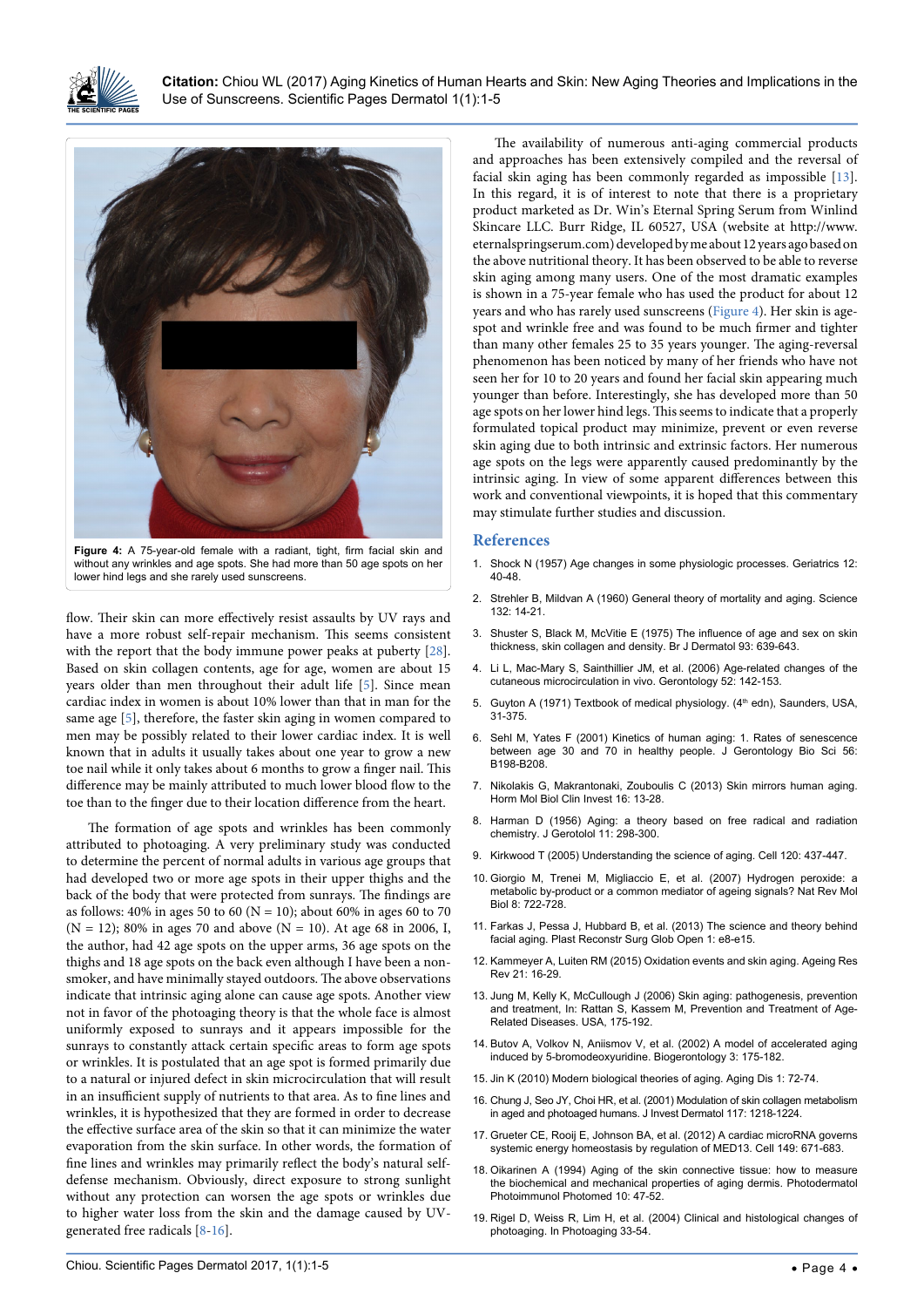Figure 4: A 75-year-old female with a radiant, tight, firm facial skin and without any wrinkles and age spots. She had more than 50 age spots on her lower hind legs and she rarely used sunscreens.

flow. Their skin can more effectively resist assaults by UV rays and have a more robust self-repair mechanism. This seems consistent with the report that the body immune power peaks at puberty [28]. Based on skin collagen contents, age for age, women are about 15 years older than men throughout their adult life [5]. Since mean cardiac index in women is about 10% lower than that in man for the same age [5], therefore, the faster skin aging in women compared to men may be possibly related to their lower cardiac index. It is well known that in adults it usually takes about one year to grow a new toe nail while it only takes about 6 months to grow a finger nail. This difference may be mainly attributed to much lower blood flow to the toe than to the finger due to their location difference from the heart.

The formation of age spots and wrinkles has been commonly attributed to photoaging. A very preliminary study was conducted to determine the percent of normal adults in various age groups that had developed two or more age spots in their upper thighs and the back of the body that were protected from sunrays. The findings are as follows: 40% in ages 50 to 60 (N = 10); about 60% in ages 60 to 70 (N = 12); 80% in ages 70 and above (N = 10). At age 68 in 2006, I, the author, had 42 age spots on the upper arms, 36 age spots on the thighs and 18 age spots on the back even although I have been a non-smoker, and have minimally stayed outdoors. The above observations indicate that intrinsic aging alone can cause age spots. Another view not in favor of the photoaging theory is that the whole face is almost uniformly exposed to sunrays and it appears impossible for the sunrays to constantly attack certain specific areas to form age spots or wrinkles. It is postulated that an age spot is formed primarily due to a natural or injured defect in skin microcirculation that will result in an insufficient supply of nutrients to that area. As to fine lines and wrinkles, it is hypothesized that they are formed in order to decrease the effective surface area of the skin so that it can minimize the water evaporation from the skin surface. In other words, the formation of fine lines and wrinkles may primarily reflect the body's natural self-defense mechanism. Obviously, direct exposure to strong sunlight without any protection can worsen the age spots or wrinkles due to higher water loss from the skin and the damage caused by UV-generated free radicals [8-16].

The availability of numerous anti-aging commercial products and approaches has been extensively compiled and the reversal of facial skin aging has been commonly regarded as impossible [13]. In this regard, it is of interest to note that there is a proprietary product marketed as Dr. Win's Eternal Spring Serum from Winlind Skincare LLC. Burr Ridge, IL 60527, USA (website at http://www.eternalspringserum.com) developed by me about 12 years ago based on the above nutritional theory. It has been observed to be able to reverse skin aging among many users. One of the most dramatic examples is shown in a 75-year female who has used the product for about 12 years and who has rarely used sunscreens (Figure 4). Her skin is age-spot and wrinkle free and was found to be much firmer and tighter than many other females 25 to 35 years younger. The aging-reversal phenomenon has been noticed by many of her friends who have not seen her for 10 to 20 years and found her facial skin appearing much younger than before. Interestingly, she has developed more than 50 age spots on her lower hind legs. This seems to indicate that a properly formulated topical product may minimize, prevent or even reverse skin aging due to both intrinsic and extrinsic factors. Her numerous age spots on the legs were apparently caused predominantly by the intrinsic aging. In view of some apparent differences between this work and conventional viewpoints, it is hoped that this commentary may stimulate further studies and discussion.

## References

1. Shock N (1957) Age changes in some physiologic processes. Geriatrics 12: 40-48.
2. Strehler B, Mildvan A (1960) General theory of mortality and aging. Science 132: 14-21.
3. Shuster S, Black M, McVitie E (1975) The influence of age and sex on skin thickness, skin collagen and density. Br J Dermatol 93: 639-643.
4. Li L, Mac-Mary S, Sainthillier JM, et al. (2006) Age-related changes of the cutaneous microcirculation in vivo. Gerontology 52: 142-153.
5. Guyton A (1971) Textbook of medical physiology. (4th edn), Saunders, USA, 31-375.
6. Sehl M, Yates F (2001) Kinetics of human aging: 1. Rates of senescence between age 30 and 70 in healthy people. J Gerontology Bio Sci 56: B198-B208.
7. Nikolakis G, Makrantonaki, Zouboulis C (2013) Skin mirrors human aging. Horm Mol Biol Clin Invest 16: 13-28.
8. Harman D (1956) Aging: a theory based on free radical and radiation chemistry. J Gerotolol 11: 298-300.
9. Kirkwood T (2005) Understanding the science of aging. Cell 120: 437-447.
10. Giorgio M, Trenei M, Migliaccio E, et al. (2007) Hydrogen peroxide: a metabolic by-product or a common mediator of ageing signals? Nat Rev Mol Biol 8: 722-728.
11. Farkas J, Pessa J, Hubbard B, et al. (2013) The science and theory behind facial aging. Plast Reconstr Surg Glob Open 1: e8-e15.
12. Kammeyer A, Luiten RM (2015) Oxidation events and skin aging. Ageing Res Rev 21: 16-29.
13. Jung M, Kelly K, McCullough J (2006) Skin aging: pathogenesis, prevention and treatment, In: Rattan S, Kassem M, Prevention and Treatment of Age-Related Diseases. USA, 175-192.
14. Butov A, Volkov N, Aniismov V, et al. (2002) A model of accelerated aging induced by 5-bromodeoxyuridine. Biogerontology 3: 175-182.
15. Jin K (2010) Modern biological theories of aging. Aging Dis 1: 72-74.
16. Chung J, Seo JY, Choi HR, et al. (2001) Modulation of skin collagen metabolism in aged and photoaged humans. J Invest Dermatol 117: 1218-1224.
17. Grueter CE, Rooij E, Johnson BA, et al. (2012) A cardiac microRNA governs systemic energy homeostasis by regulation of MED13. Cell 149: 671-683.
18. Oikarinen A (1994) Aging of the skin connective tissue: how to measure the biochemical and mechanical properties of aging dermis. Photodermatol Photoimmunol Photomed 10: 47-52.
19. Rigel D, Weiss R, Lim H, et al. (2004) Clinical and histological changes of photoaging. In Photoaging 33-54.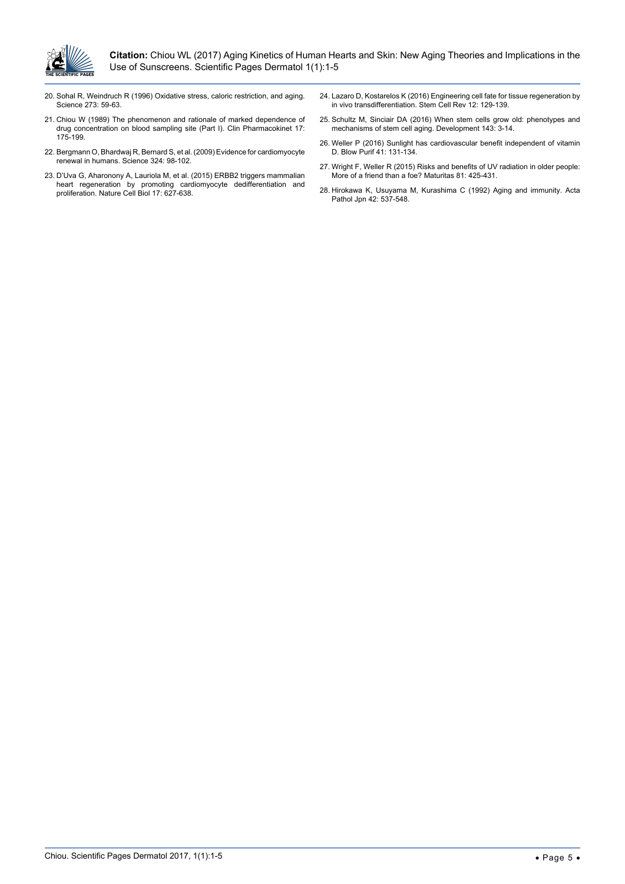20. Sohal R, Weindruch R (1996) Oxidative stress, caloric restriction, and aging. Science 273: 59-63.

21. Chiou W (1989) The phenomenon and rationale of marked dependence of drug concentration on blood sampling site (Part I). Clin Pharmacokinet 17: 175-199.

22. Bergmann O, Bhardwaj R, Bernard S, et al. (2009) Evidence for cardiomyocyte renewal in humans. Science 324: 98-102.

23. D'Uva G, Aharonony A, Lauriola M, et al. (2015) ERBB2 triggers mammalian heart regeneration by promoting cardiomyocyte dedifferentiation and proliferation. Nature Cell Biol 17: 627-638.

24. Lazaro D, Kostarelos K (2016) Engineering cell fate for tissue regeneration by in vivo transdifferentiation. Stem Cell Rev 12: 129-139.

25. Schultz M, Sinciair DA (2016) When stem cells grow old: phenotypes and mechanisms of stem cell aging. Development 143: 3-14.

26. Weller P (2016) Sunlight has cardiovascular benefit independent of vitamin D. Blow Purif 41: 131-134.

27. Wright F, Weller R (2015) Risks and benefits of UV radiation in older people: More of a friend than a foe? Maturitas 81: 425-431.

28. Hirokawa K, Usuyama M, Kurashima C (1992) Aging and immunity. Acta Pathol Jpn 42: 537-548.